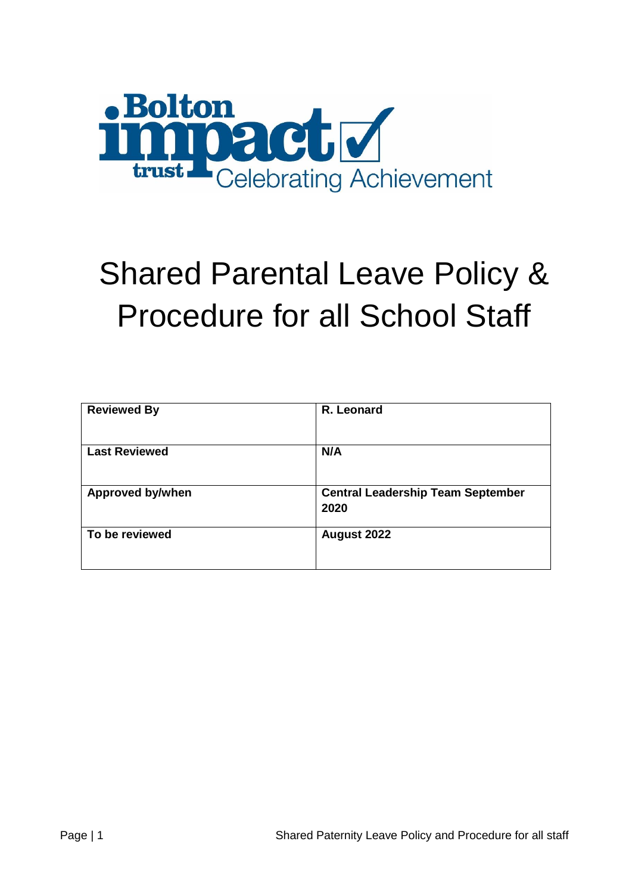# Shared Parental Leave Policy & Procedure for all School Staff

| **Reviewed By** | **R. Leonard** |
| --- | --- |
| **Last Reviewed** | **N/A** |
| **Approved by/when** | **Central Leadership Team September 2020** |
| **To be reviewed** | **August 2022** |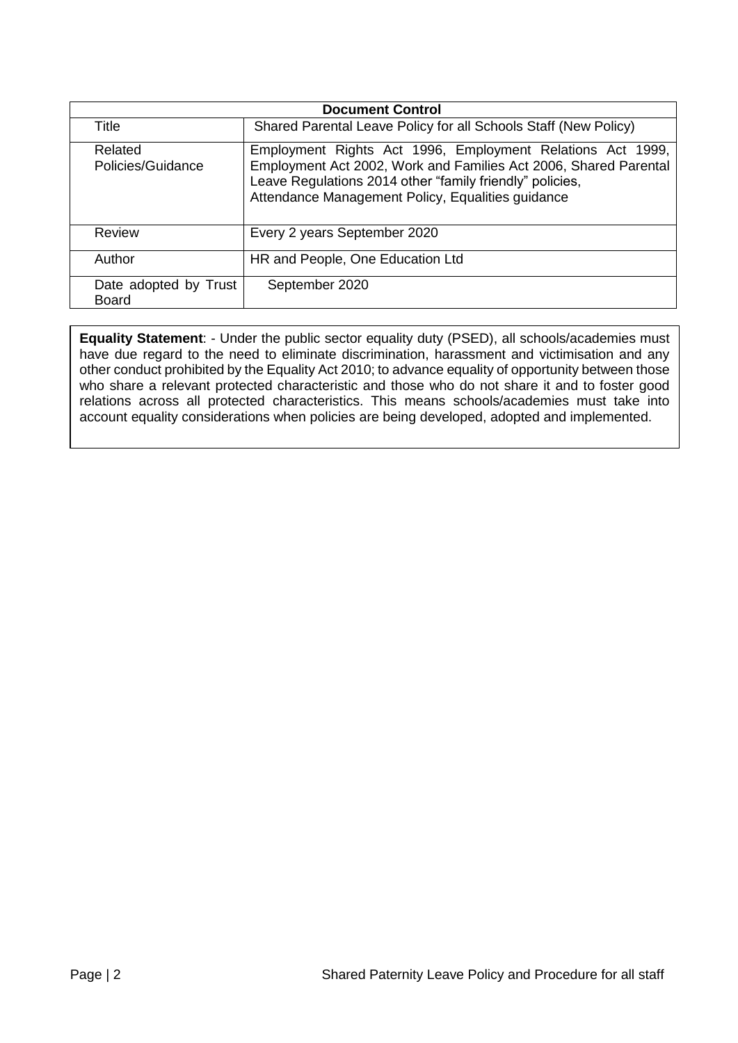| Document Control | |
|---|---|
| Title | Shared Parental Leave Policy for all Schools Staff (New Policy) |
| Related Policies/Guidance | Employment Rights Act 1996, Employment Relations Act 1999, Employment Act 2002, Work and Families Act 2006, Shared Parental Leave Regulations 2014 other “family friendly” policies, Attendance Management Policy, Equalities guidance |
| Review | Every 2 years September 2020 |
| Author | HR and People, One Education Ltd |
| Date adopted by Trust Board | September 2020 |

**Equality Statement**: - Under the public sector equality duty (PSED), all schools/academies must have due regard to the need to eliminate discrimination, harassment and victimisation and any other conduct prohibited by the Equality Act 2010; to advance equality of opportunity between those who share a relevant protected characteristic and those who do not share it and to foster good relations across all protected characteristics. This means schools/academies must take into account equality considerations when policies are being developed, adopted and implemented.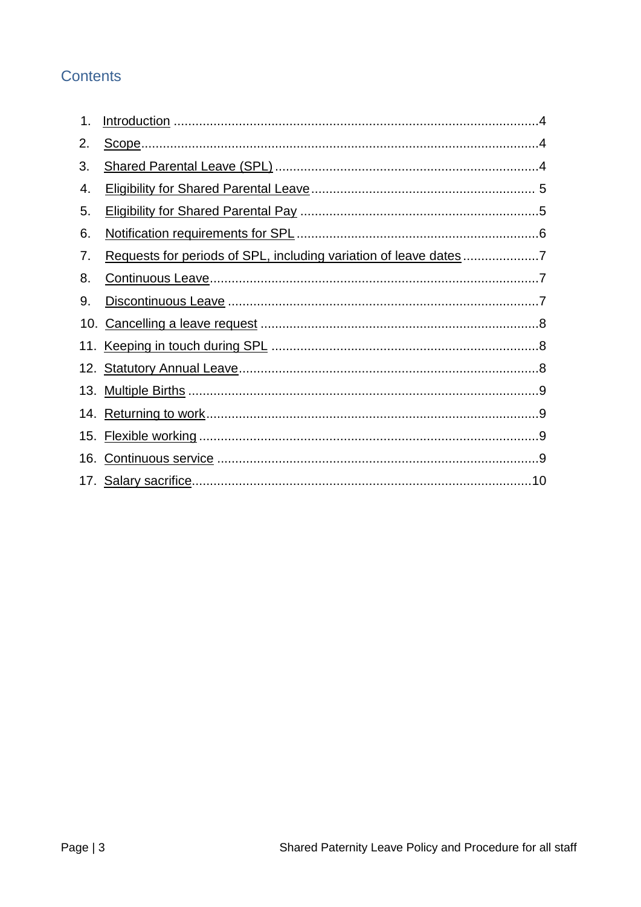## Contents

1. Introduction ....................................................................................................4
2. Scope............................................................................................................4
3. Shared Parental Leave (SPL) ........................................................................4
4. Eligibility for Shared Parental Leave ............................................................. 5
5. Eligibility for Shared Parental Pay .................................................................5
6. Notification requirements for SPL ..................................................................6
7. Requests for periods of SPL, including variation of leave dates .....................7
8. Continuous Leave..........................................................................................7
9. Discontinuous Leave .....................................................................................7
10. Cancelling a leave request ............................................................................8
11. Keeping in touch during SPL .........................................................................8
12. Statutory Annual Leave..................................................................................8
13. Multiple Births ................................................................................................9
14. Returning to work...........................................................................................9
15. Flexible working .............................................................................................9
16. Continuous service ........................................................................................9
17. Salary sacrifice.............................................................................................10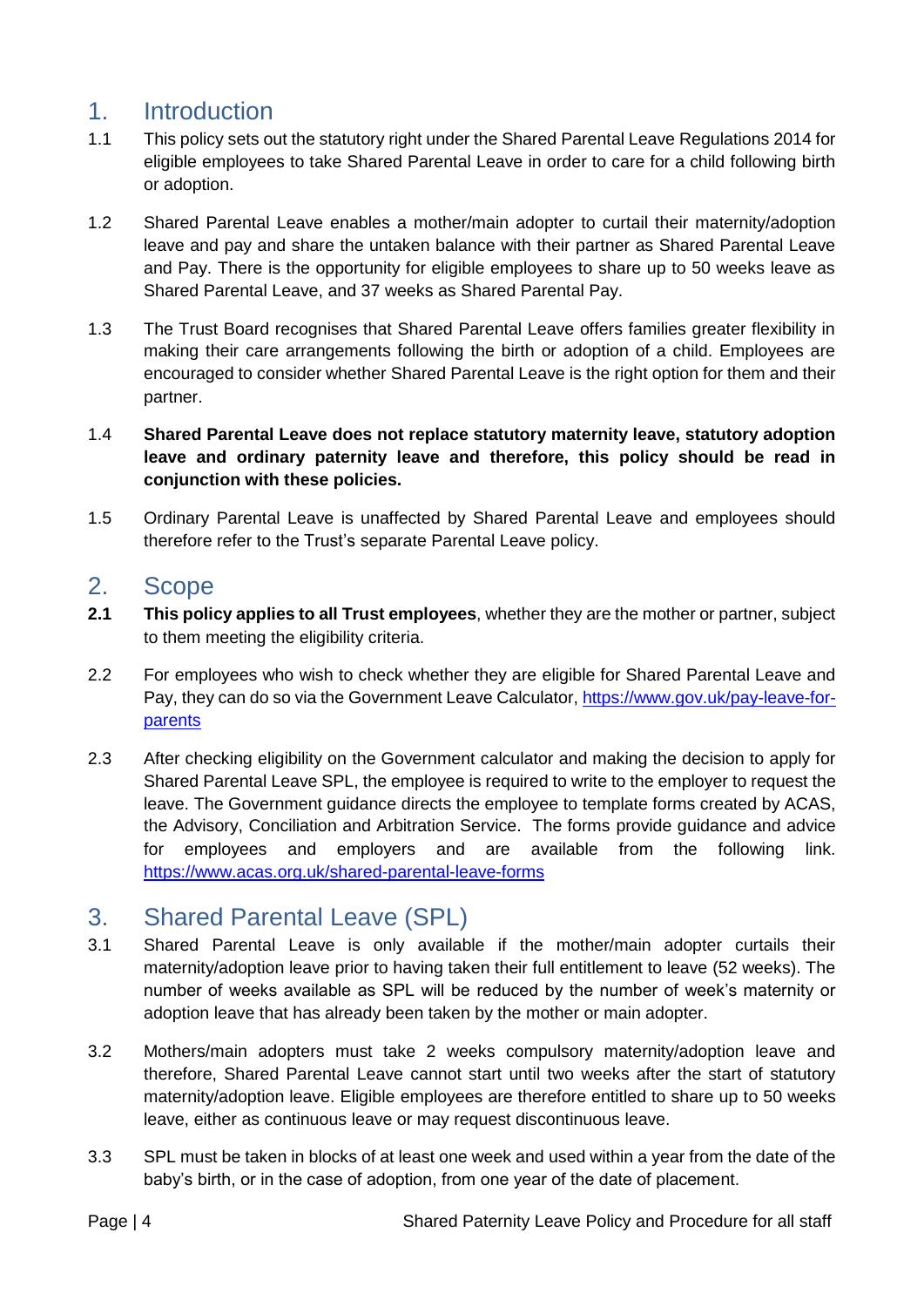## 1. Introduction

1.1 This policy sets out the statutory right under the Shared Parental Leave Regulations 2014 for eligible employees to take Shared Parental Leave in order to care for a child following birth or adoption.

1.2 Shared Parental Leave enables a mother/main adopter to curtail their maternity/adoption leave and pay and share the untaken balance with their partner as Shared Parental Leave and Pay. There is the opportunity for eligible employees to share up to 50 weeks leave as Shared Parental Leave, and 37 weeks as Shared Parental Pay.

1.3 The Trust Board recognises that Shared Parental Leave offers families greater flexibility in making their care arrangements following the birth or adoption of a child. Employees are encouraged to consider whether Shared Parental Leave is the right option for them and their partner.

1.4 **Shared Parental Leave does not replace statutory maternity leave, statutory adoption leave and ordinary paternity leave and therefore, this policy should be read in conjunction with these policies.**

1.5 Ordinary Parental Leave is unaffected by Shared Parental Leave and employees should therefore refer to the Trust's separate Parental Leave policy.

## 2. Scope

**2.1** **This policy applies to all Trust employees**, whether they are the mother or partner, subject to them meeting the eligibility criteria.

2.2 For employees who wish to check whether they are eligible for Shared Parental Leave and Pay, they can do so via the Government Leave Calculator, [https://www.gov.uk/pay-leave-for-parents](https://www.gov.uk/pay-leave-for-parents)

2.3 After checking eligibility on the Government calculator and making the decision to apply for Shared Parental Leave SPL, the employee is required to write to the employer to request the leave. The Government guidance directs the employee to template forms created by ACAS, the Advisory, Conciliation and Arbitration Service. The forms provide guidance and advice for employees and employers and are available from the following link. [https://www.acas.org.uk/shared-parental-leave-forms](https://www.acas.org.uk/shared-parental-leave-forms)

## 3. Shared Parental Leave (SPL)

3.1 Shared Parental Leave is only available if the mother/main adopter curtails their maternity/adoption leave prior to having taken their full entitlement to leave (52 weeks). The number of weeks available as SPL will be reduced by the number of week's maternity or adoption leave that has already been taken by the mother or main adopter.

3.2 Mothers/main adopters must take 2 weeks compulsory maternity/adoption leave and therefore, Shared Parental Leave cannot start until two weeks after the start of statutory maternity/adoption leave. Eligible employees are therefore entitled to share up to 50 weeks leave, either as continuous leave or may request discontinuous leave.

3.3 SPL must be taken in blocks of at least one week and used within a year from the date of the baby's birth, or in the case of adoption, from one year of the date of placement.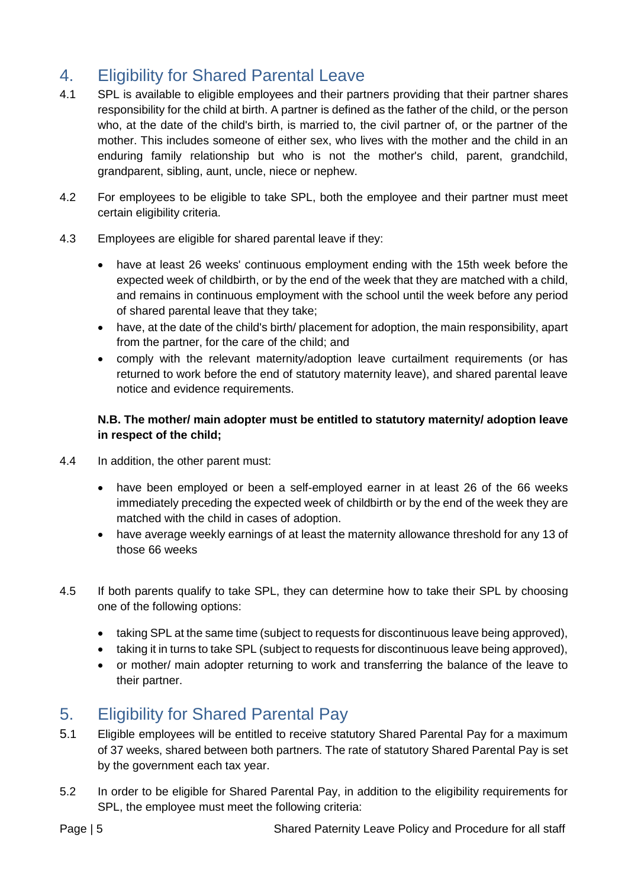## 4. Eligibility for Shared Parental Leave

4.1 SPL is available to eligible employees and their partners providing that their partner shares responsibility for the child at birth. A partner is defined as the father of the child, or the person who, at the date of the child's birth, is married to, the civil partner of, or the partner of the mother. This includes someone of either sex, who lives with the mother and the child in an enduring family relationship but who is not the mother's child, parent, grandchild, grandparent, sibling, aunt, uncle, niece or nephew.

4.2 For employees to be eligible to take SPL, both the employee and their partner must meet certain eligibility criteria.

4.3 Employees are eligible for shared parental leave if they:

- have at least 26 weeks' continuous employment ending with the 15th week before the expected week of childbirth, or by the end of the week that they are matched with a child, and remains in continuous employment with the school until the week before any period of shared parental leave that they take;
- have, at the date of the child's birth/ placement for adoption, the main responsibility, apart from the partner, for the care of the child; and
- comply with the relevant maternity/adoption leave curtailment requirements (or has returned to work before the end of statutory maternity leave), and shared parental leave notice and evidence requirements.

**N.B. The mother/ main adopter must be entitled to statutory maternity/ adoption leave in respect of the child;**

4.4 In addition, the other parent must:

- have been employed or been a self-employed earner in at least 26 of the 66 weeks immediately preceding the expected week of childbirth or by the end of the week they are matched with the child in cases of adoption.
- have average weekly earnings of at least the maternity allowance threshold for any 13 of those 66 weeks

4.5 If both parents qualify to take SPL, they can determine how to take their SPL by choosing one of the following options:

- taking SPL at the same time (subject to requests for discontinuous leave being approved),
- taking it in turns to take SPL (subject to requests for discontinuous leave being approved),
- or mother/ main adopter returning to work and transferring the balance of the leave to their partner.

## 5. Eligibility for Shared Parental Pay

5.1 Eligible employees will be entitled to receive statutory Shared Parental Pay for a maximum of 37 weeks, shared between both partners. The rate of statutory Shared Parental Pay is set by the government each tax year.

5.2 In order to be eligible for Shared Parental Pay, in addition to the eligibility requirements for SPL, the employee must meet the following criteria: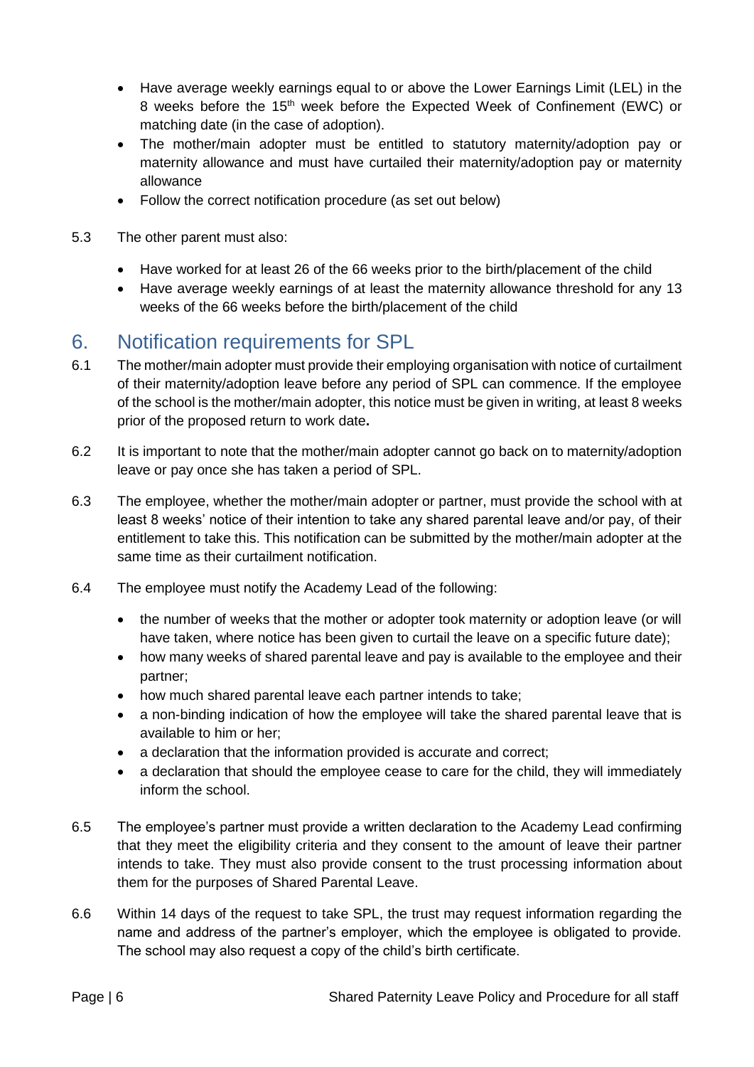- Have average weekly earnings equal to or above the Lower Earnings Limit (LEL) in the 8 weeks before the 15th week before the Expected Week of Confinement (EWC) or matching date (in the case of adoption).
- The mother/main adopter must be entitled to statutory maternity/adoption pay or maternity allowance and must have curtailed their maternity/adoption pay or maternity allowance
- Follow the correct notification procedure (as set out below)

5.3 The other parent must also:

- Have worked for at least 26 of the 66 weeks prior to the birth/placement of the child
- Have average weekly earnings of at least the maternity allowance threshold for any 13 weeks of the 66 weeks before the birth/placement of the child

## 6. Notification requirements for SPL

6.1 The mother/main adopter must provide their employing organisation with notice of curtailment of their maternity/adoption leave before any period of SPL can commence. If the employee of the school is the mother/main adopter, this notice must be given in writing, at least 8 weeks prior of the proposed return to work date**.**

6.2 It is important to note that the mother/main adopter cannot go back on to maternity/adoption leave or pay once she has taken a period of SPL.

6.3 The employee, whether the mother/main adopter or partner, must provide the school with at least 8 weeks' notice of their intention to take any shared parental leave and/or pay, of their entitlement to take this. This notification can be submitted by the mother/main adopter at the same time as their curtailment notification.

6.4 The employee must notify the Academy Lead of the following:

- the number of weeks that the mother or adopter took maternity or adoption leave (or will have taken, where notice has been given to curtail the leave on a specific future date);
- how many weeks of shared parental leave and pay is available to the employee and their partner;
- how much shared parental leave each partner intends to take;
- a non-binding indication of how the employee will take the shared parental leave that is available to him or her;
- a declaration that the information provided is accurate and correct;
- a declaration that should the employee cease to care for the child, they will immediately inform the school.

6.5 The employee's partner must provide a written declaration to the Academy Lead confirming that they meet the eligibility criteria and they consent to the amount of leave their partner intends to take. They must also provide consent to the trust processing information about them for the purposes of Shared Parental Leave.

6.6 Within 14 days of the request to take SPL, the trust may request information regarding the name and address of the partner's employer, which the employee is obligated to provide. The school may also request a copy of the child's birth certificate.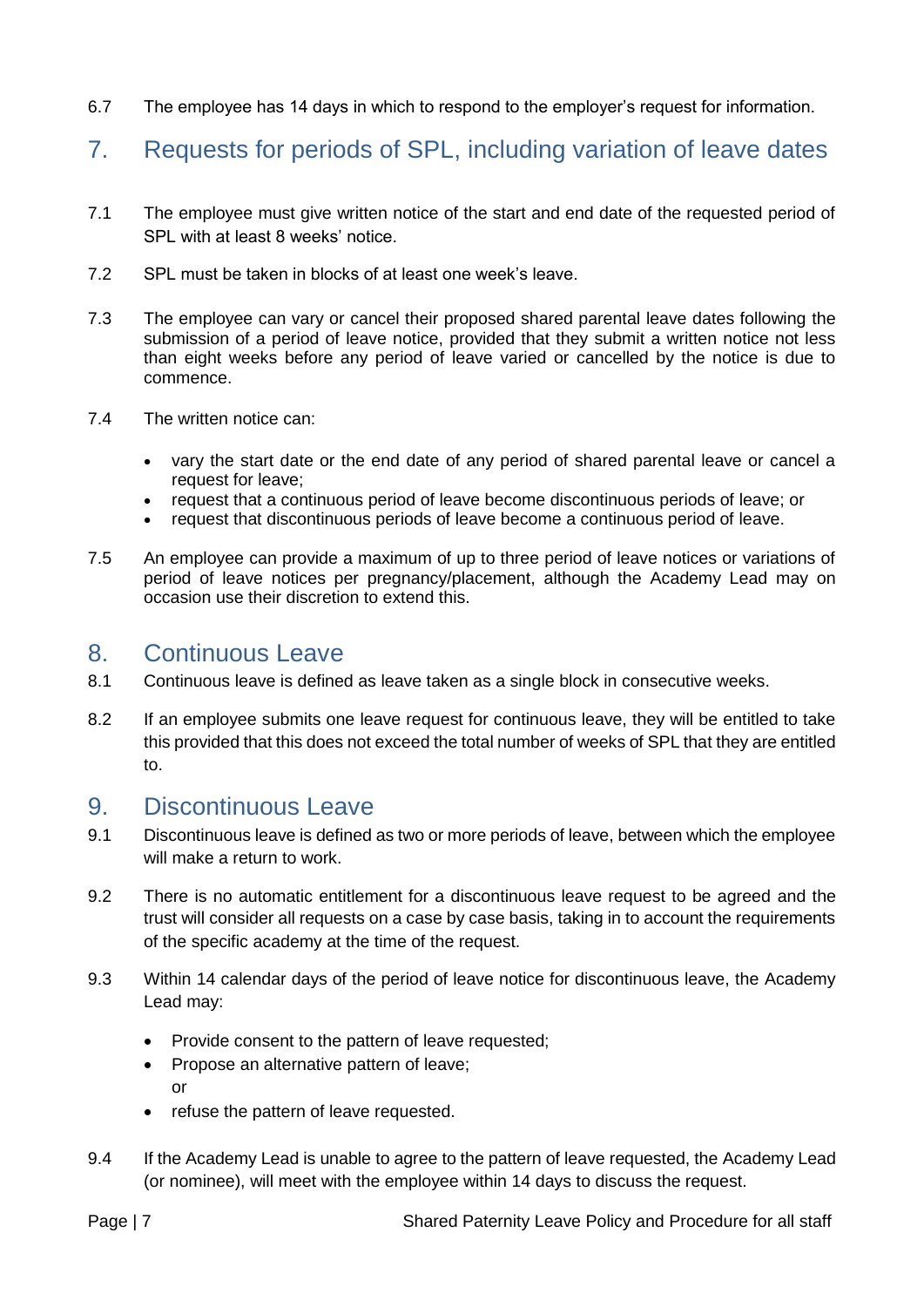6.7 The employee has 14 days in which to respond to the employer's request for information.

## 7. Requests for periods of SPL, including variation of leave dates

7.1 The employee must give written notice of the start and end date of the requested period of SPL with at least 8 weeks' notice.

7.2 SPL must be taken in blocks of at least one week's leave.

7.3 The employee can vary or cancel their proposed shared parental leave dates following the submission of a period of leave notice, provided that they submit a written notice not less than eight weeks before any period of leave varied or cancelled by the notice is due to commence.

7.4 The written notice can:

- vary the start date or the end date of any period of shared parental leave or cancel a request for leave;
- request that a continuous period of leave become discontinuous periods of leave; or
- request that discontinuous periods of leave become a continuous period of leave.

7.5 An employee can provide a maximum of up to three period of leave notices or variations of period of leave notices per pregnancy/placement, although the Academy Lead may on occasion use their discretion to extend this.

## 8. Continuous Leave

8.1 Continuous leave is defined as leave taken as a single block in consecutive weeks.

8.2 If an employee submits one leave request for continuous leave, they will be entitled to take this provided that this does not exceed the total number of weeks of SPL that they are entitled to.

## 9. Discontinuous Leave

9.1 Discontinuous leave is defined as two or more periods of leave, between which the employee will make a return to work.

9.2 There is no automatic entitlement for a discontinuous leave request to be agreed and the trust will consider all requests on a case by case basis, taking in to account the requirements of the specific academy at the time of the request.

9.3 Within 14 calendar days of the period of leave notice for discontinuous leave, the Academy Lead may:

- Provide consent to the pattern of leave requested;
- Propose an alternative pattern of leave;
  or
- refuse the pattern of leave requested.

9.4 If the Academy Lead is unable to agree to the pattern of leave requested, the Academy Lead (or nominee), will meet with the employee within 14 days to discuss the request.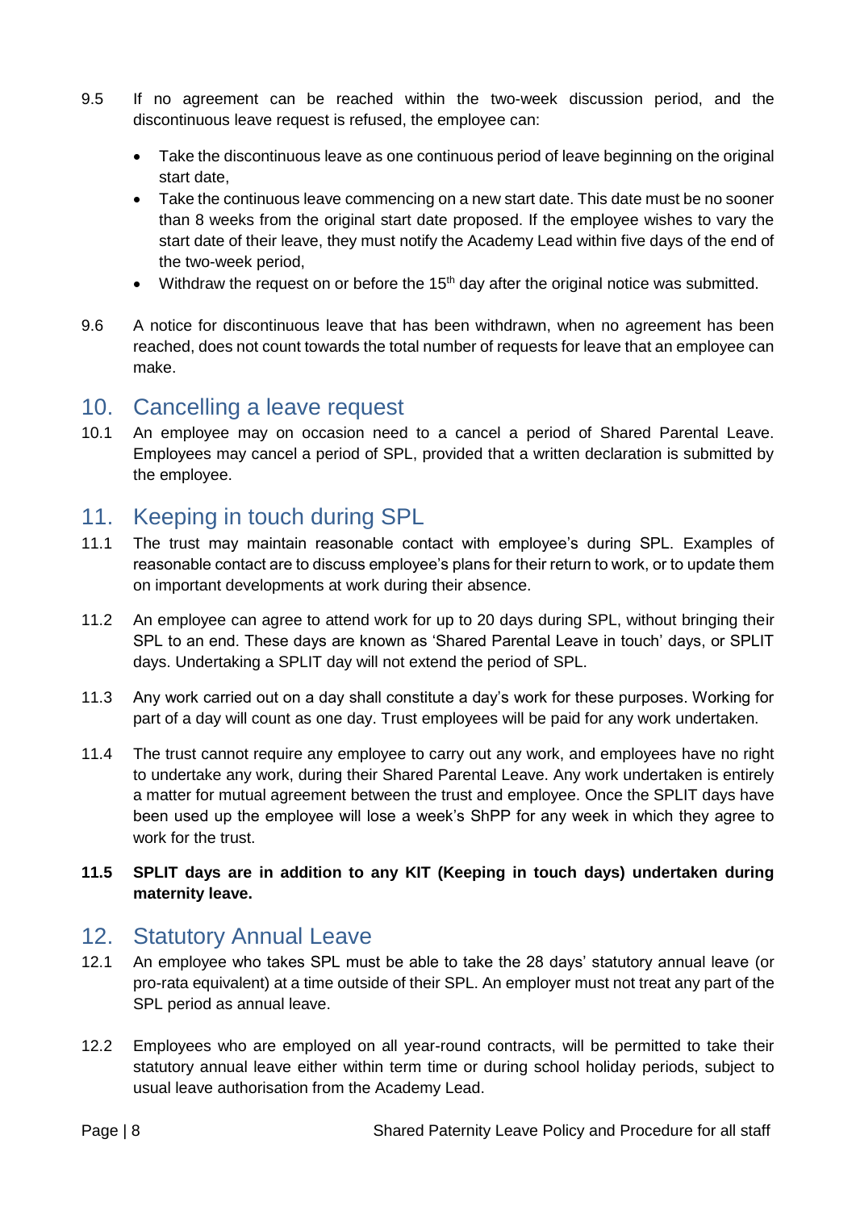9.5 If no agreement can be reached within the two-week discussion period, and the discontinuous leave request is refused, the employee can:

- Take the discontinuous leave as one continuous period of leave beginning on the original start date,
- Take the continuous leave commencing on a new start date. This date must be no sooner than 8 weeks from the original start date proposed. If the employee wishes to vary the start date of their leave, they must notify the Academy Lead within five days of the end of the two-week period,
- Withdraw the request on or before the 15th day after the original notice was submitted.

9.6 A notice for discontinuous leave that has been withdrawn, when no agreement has been reached, does not count towards the total number of requests for leave that an employee can make.

## 10. Cancelling a leave request

10.1 An employee may on occasion need to a cancel a period of Shared Parental Leave. Employees may cancel a period of SPL, provided that a written declaration is submitted by the employee.

## 11. Keeping in touch during SPL

11.1 The trust may maintain reasonable contact with employee's during SPL. Examples of reasonable contact are to discuss employee's plans for their return to work, or to update them on important developments at work during their absence.

11.2 An employee can agree to attend work for up to 20 days during SPL, without bringing their SPL to an end. These days are known as 'Shared Parental Leave in touch' days, or SPLIT days. Undertaking a SPLIT day will not extend the period of SPL.

11.3 Any work carried out on a day shall constitute a day's work for these purposes. Working for part of a day will count as one day. Trust employees will be paid for any work undertaken.

11.4 The trust cannot require any employee to carry out any work, and employees have no right to undertake any work, during their Shared Parental Leave. Any work undertaken is entirely a matter for mutual agreement between the trust and employee. Once the SPLIT days have been used up the employee will lose a week's ShPP for any week in which they agree to work for the trust.

**11.5 SPLIT days are in addition to any KIT (Keeping in touch days) undertaken during maternity leave.**

## 12. Statutory Annual Leave

12.1 An employee who takes SPL must be able to take the 28 days' statutory annual leave (or pro-rata equivalent) at a time outside of their SPL. An employer must not treat any part of the SPL period as annual leave.

12.2 Employees who are employed on all year-round contracts, will be permitted to take their statutory annual leave either within term time or during school holiday periods, subject to usual leave authorisation from the Academy Lead.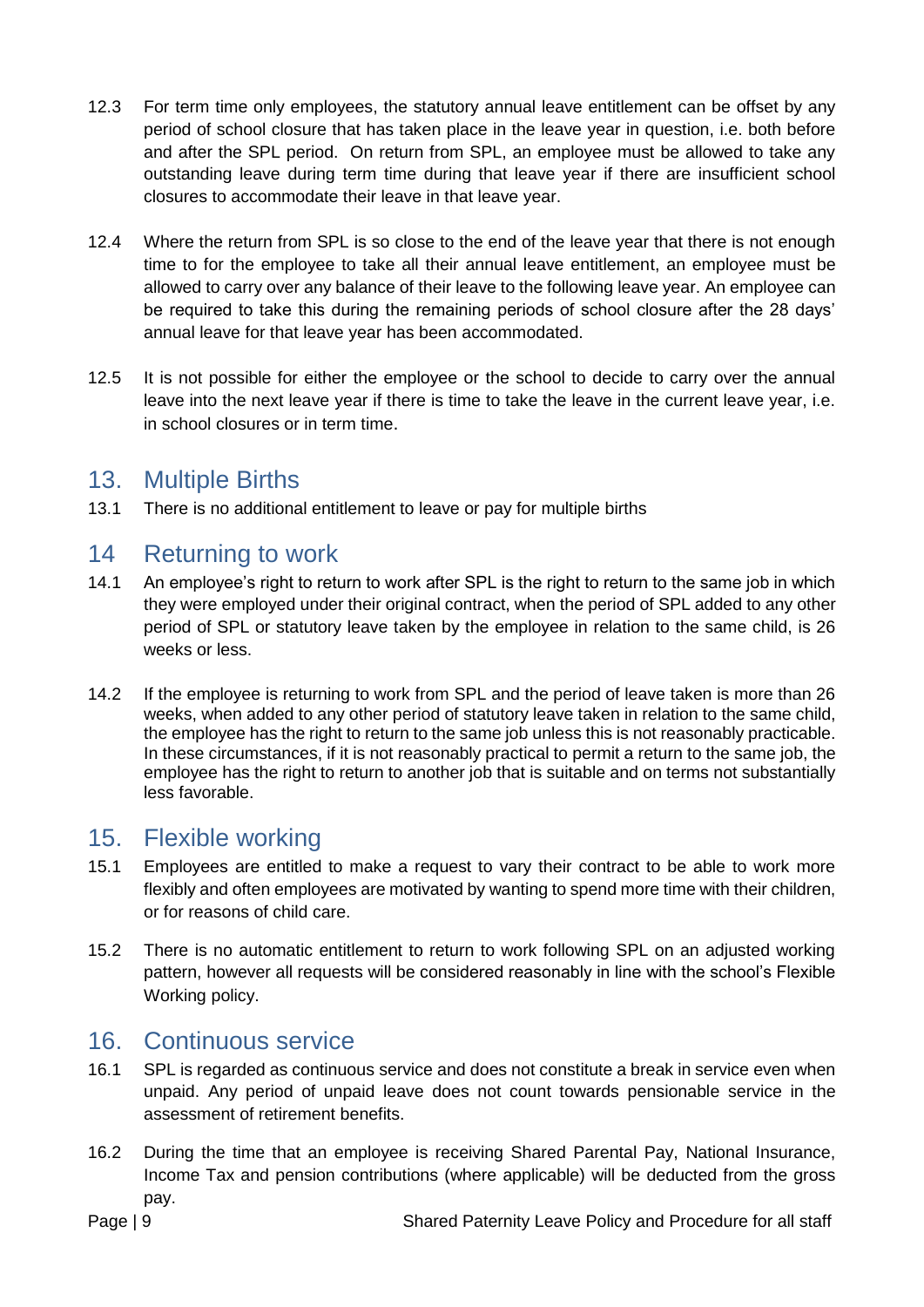12.3 For term time only employees, the statutory annual leave entitlement can be offset by any period of school closure that has taken place in the leave year in question, i.e. both before and after the SPL period. On return from SPL, an employee must be allowed to take any outstanding leave during term time during that leave year if there are insufficient school closures to accommodate their leave in that leave year.

12.4 Where the return from SPL is so close to the end of the leave year that there is not enough time to for the employee to take all their annual leave entitlement, an employee must be allowed to carry over any balance of their leave to the following leave year. An employee can be required to take this during the remaining periods of school closure after the 28 days' annual leave for that leave year has been accommodated.

12.5 It is not possible for either the employee or the school to decide to carry over the annual leave into the next leave year if there is time to take the leave in the current leave year, i.e. in school closures or in term time.

## 13. Multiple Births

13.1 There is no additional entitlement to leave or pay for multiple births

## 14 Returning to work

14.1 An employee's right to return to work after SPL is the right to return to the same job in which they were employed under their original contract, when the period of SPL added to any other period of SPL or statutory leave taken by the employee in relation to the same child, is 26 weeks or less.

14.2 If the employee is returning to work from SPL and the period of leave taken is more than 26 weeks, when added to any other period of statutory leave taken in relation to the same child, the employee has the right to return to the same job unless this is not reasonably practicable. In these circumstances, if it is not reasonably practical to permit a return to the same job, the employee has the right to return to another job that is suitable and on terms not substantially less favorable.

## 15. Flexible working

15.1 Employees are entitled to make a request to vary their contract to be able to work more flexibly and often employees are motivated by wanting to spend more time with their children, or for reasons of child care.

15.2 There is no automatic entitlement to return to work following SPL on an adjusted working pattern, however all requests will be considered reasonably in line with the school's Flexible Working policy.

## 16. Continuous service

16.1 SPL is regarded as continuous service and does not constitute a break in service even when unpaid. Any period of unpaid leave does not count towards pensionable service in the assessment of retirement benefits.

16.2 During the time that an employee is receiving Shared Parental Pay, National Insurance, Income Tax and pension contributions (where applicable) will be deducted from the gross pay.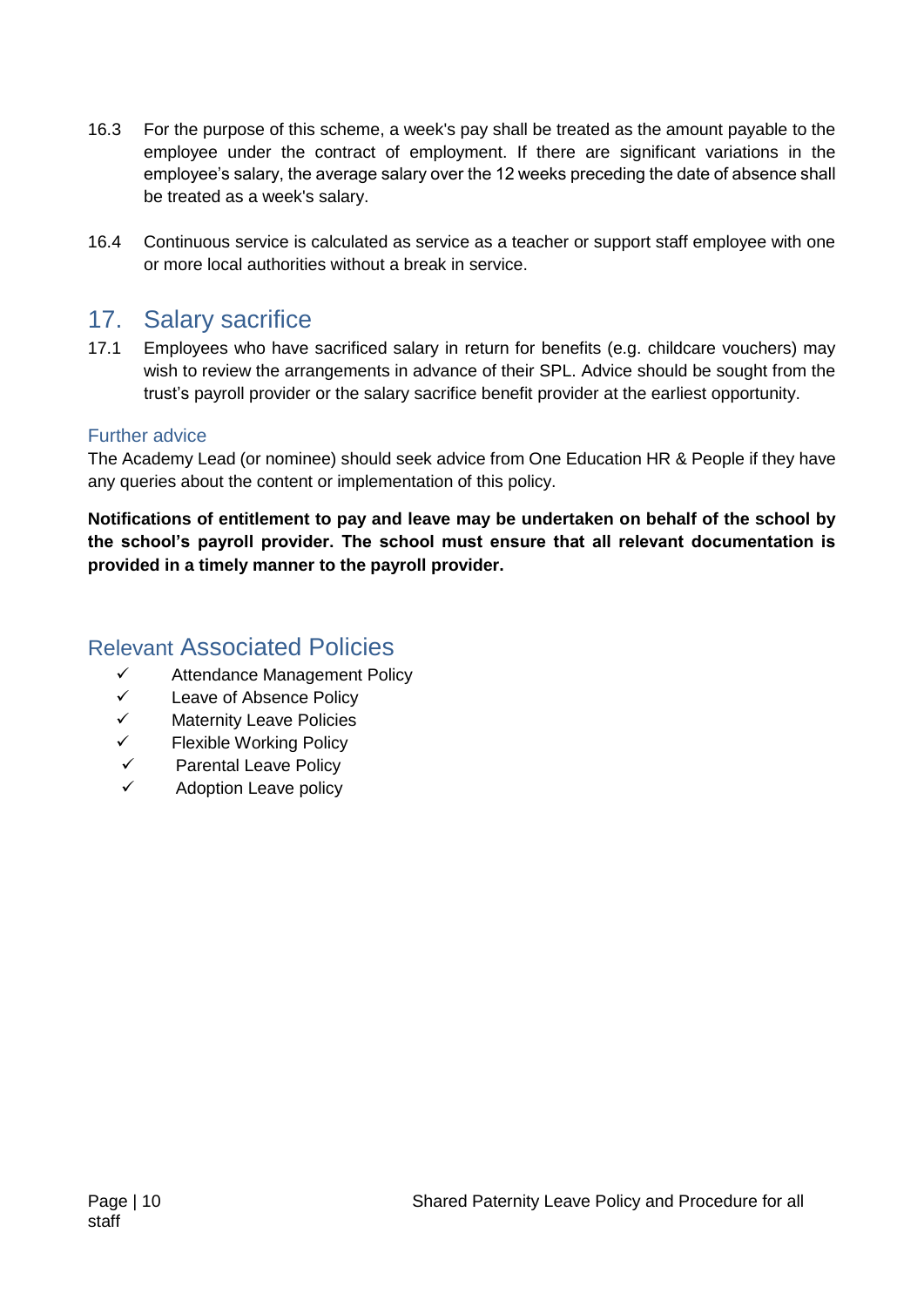16.3 For the purpose of this scheme, a week's pay shall be treated as the amount payable to the employee under the contract of employment. If there are significant variations in the employee's salary, the average salary over the 12 weeks preceding the date of absence shall be treated as a week's salary.

16.4 Continuous service is calculated as service as a teacher or support staff employee with one or more local authorities without a break in service.

## 17. Salary sacrifice

17.1 Employees who have sacrificed salary in return for benefits (e.g. childcare vouchers) may wish to review the arrangements in advance of their SPL. Advice should be sought from the trust's payroll provider or the salary sacrifice benefit provider at the earliest opportunity.

### Further advice

The Academy Lead (or nominee) should seek advice from One Education HR & People if they have any queries about the content or implementation of this policy.

**Notifications of entitlement to pay and leave may be undertaken on behalf of the school by the school's payroll provider. The school must ensure that all relevant documentation is provided in a timely manner to the payroll provider.**

## Relevant Associated Policies

- ✓ Attendance Management Policy
- ✓ Leave of Absence Policy
- ✓ Maternity Leave Policies
- ✓ Flexible Working Policy
- ✓ Parental Leave Policy
- ✓ Adoption Leave policy